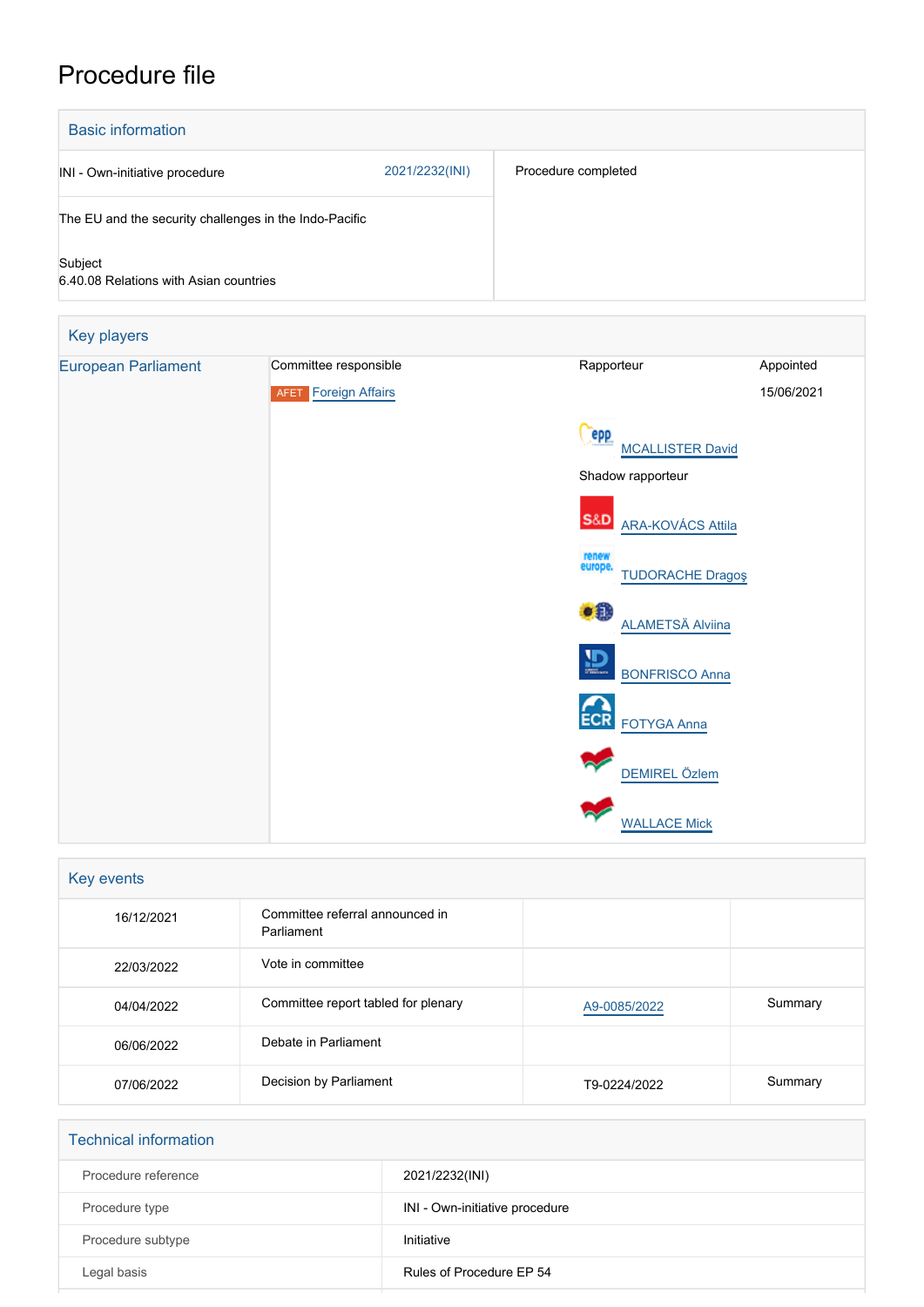# Procedure file

## Basic information

| | |
|---|---|
| INI - Own-initiative procedure 2021/2232(INI) | Procedure completed |
| The EU and the security challenges in the Indo-Pacific | |
| Subject<br>6.40.08 Relations with Asian countries | |

## Key players

| European Parliament | Committee responsible | Rapporteur | Appointed |
|---|---|---|---|
| | AFET Foreign Affairs | | 15/06/2021 |
| | | MCALLISTER David | |
| | | Shadow rapporteur | |
| | | ARA-KOVÁCS Attila | |
| | | TUDORACHE Dragoş | |
| | | ALAMETSÄ Alviina | |
| | | BONFRISCO Anna | |
| | | FOTYGA Anna | |
| | | DEMIREL Özlem | |
| | | WALLACE Mick | |

## Key events

| | | | |
|---|---|---|---|
| 16/12/2021 | Committee referral announced in Parliament | | |
| 22/03/2022 | Vote in committee | | |
| 04/04/2022 | Committee report tabled for plenary | A9-0085/2022 | Summary |
| 06/06/2022 | Debate in Parliament | | |
| 07/06/2022 | Decision by Parliament | T9-0224/2022 | Summary |

## Technical information

| | |
|---|---|
| Procedure reference | 2021/2232(INI) |
| Procedure type | INI - Own-initiative procedure |
| Procedure subtype | Initiative |
| Legal basis | Rules of Procedure EP 54 |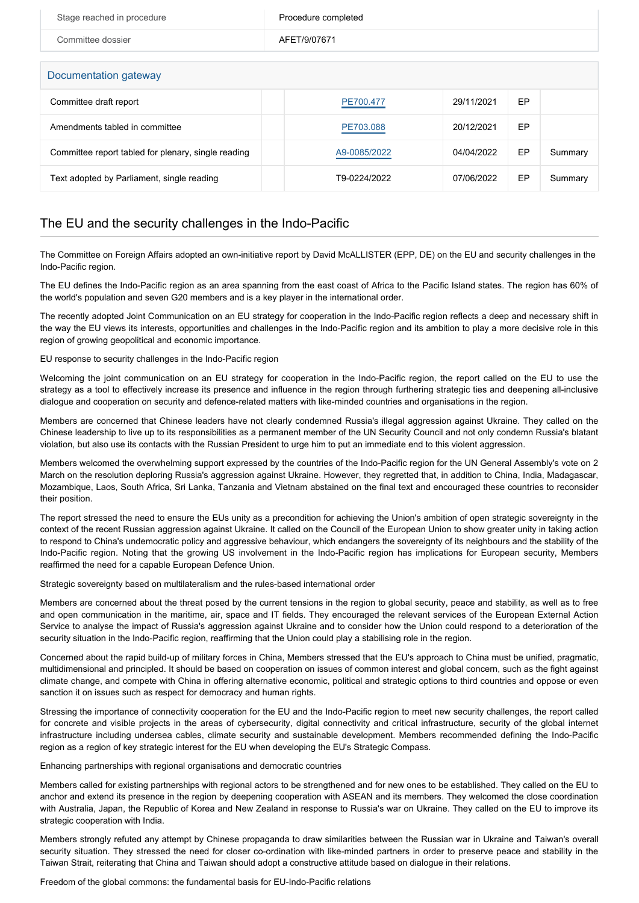| Stage reached in procedure | Procedure completed |
| --- | --- |
| Committee dossier | AFET/9/07671 |

## Documentation gateway

| | | | | | |
| --- | --- | --- | --- | --- | --- |
| Committee draft report | | PE700.477 | 29/11/2021 | EP | |
| Amendments tabled in committee | | PE703.088 | 20/12/2021 | EP | |
| Committee report tabled for plenary, single reading | | A9-0085/2022 | 04/04/2022 | EP | Summary |
| Text adopted by Parliament, single reading | | T9-0224/2022 | 07/06/2022 | EP | Summary |

## The EU and the security challenges in the Indo-Pacific

The Committee on Foreign Affairs adopted an own-initiative report by David McALLISTER (EPP, DE) on the EU and security challenges in the Indo-Pacific region.

The EU defines the Indo-Pacific region as an area spanning from the east coast of Africa to the Pacific Island states. The region has 60% of the world's population and seven G20 members and is a key player in the international order.

The recently adopted Joint Communication on an EU strategy for cooperation in the Indo-Pacific region reflects a deep and necessary shift in the way the EU views its interests, opportunities and challenges in the Indo-Pacific region and its ambition to play a more decisive role in this region of growing geopolitical and economic importance.

EU response to security challenges in the Indo-Pacific region

Welcoming the joint communication on an EU strategy for cooperation in the Indo-Pacific region, the report called on the EU to use the strategy as a tool to effectively increase its presence and influence in the region through furthering strategic ties and deepening all-inclusive dialogue and cooperation on security and defence-related matters with like-minded countries and organisations in the region.

Members are concerned that Chinese leaders have not clearly condemned Russia's illegal aggression against Ukraine. They called on the Chinese leadership to live up to its responsibilities as a permanent member of the UN Security Council and not only condemn Russia's blatant violation, but also use its contacts with the Russian President to urge him to put an immediate end to this violent aggression.

Members welcomed the overwhelming support expressed by the countries of the Indo-Pacific region for the UN General Assembly's vote on 2 March on the resolution deploring Russia's aggression against Ukraine. However, they regretted that, in addition to China, India, Madagascar, Mozambique, Laos, South Africa, Sri Lanka, Tanzania and Vietnam abstained on the final text and encouraged these countries to reconsider their position.

The report stressed the need to ensure the EUs unity as a precondition for achieving the Union's ambition of open strategic sovereignty in the context of the recent Russian aggression against Ukraine. It called on the Council of the European Union to show greater unity in taking action to respond to China's undemocratic policy and aggressive behaviour, which endangers the sovereignty of its neighbours and the stability of the Indo-Pacific region. Noting that the growing US involvement in the Indo-Pacific region has implications for European security, Members reaffirmed the need for a capable European Defence Union.

Strategic sovereignty based on multilateralism and the rules-based international order

Members are concerned about the threat posed by the current tensions in the region to global security, peace and stability, as well as to free and open communication in the maritime, air, space and IT fields. They encouraged the relevant services of the European External Action Service to analyse the impact of Russia's aggression against Ukraine and to consider how the Union could respond to a deterioration of the security situation in the Indo-Pacific region, reaffirming that the Union could play a stabilising role in the region.

Concerned about the rapid build-up of military forces in China, Members stressed that the EU's approach to China must be unified, pragmatic, multidimensional and principled. It should be based on cooperation on issues of common interest and global concern, such as the fight against climate change, and compete with China in offering alternative economic, political and strategic options to third countries and oppose or even sanction it on issues such as respect for democracy and human rights.

Stressing the importance of connectivity cooperation for the EU and the Indo-Pacific region to meet new security challenges, the report called for concrete and visible projects in the areas of cybersecurity, digital connectivity and critical infrastructure, security of the global internet infrastructure including undersea cables, climate security and sustainable development. Members recommended defining the Indo-Pacific region as a region of key strategic interest for the EU when developing the EU's Strategic Compass.

Enhancing partnerships with regional organisations and democratic countries

Members called for existing partnerships with regional actors to be strengthened and for new ones to be established. They called on the EU to anchor and extend its presence in the region by deepening cooperation with ASEAN and its members. They welcomed the close coordination with Australia, Japan, the Republic of Korea and New Zealand in response to Russia's war on Ukraine. They called on the EU to improve its strategic cooperation with India.

Members strongly refuted any attempt by Chinese propaganda to draw similarities between the Russian war in Ukraine and Taiwan's overall security situation. They stressed the need for closer co-ordination with like-minded partners in order to preserve peace and stability in the Taiwan Strait, reiterating that China and Taiwan should adopt a constructive attitude based on dialogue in their relations.

Freedom of the global commons: the fundamental basis for EU-Indo-Pacific relations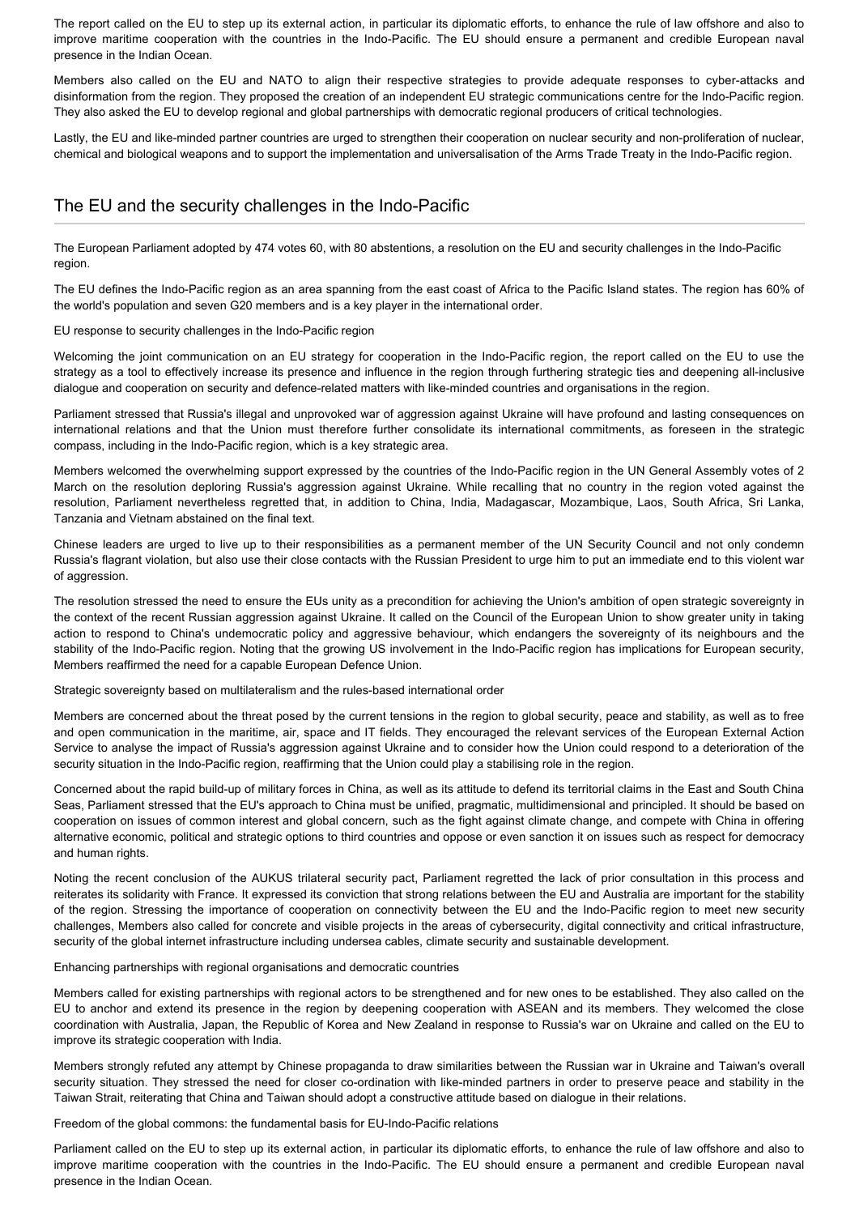The report called on the EU to step up its external action, in particular its diplomatic efforts, to enhance the rule of law offshore and also to improve maritime cooperation with the countries in the Indo-Pacific. The EU should ensure a permanent and credible European naval presence in the Indian Ocean.

Members also called on the EU and NATO to align their respective strategies to provide adequate responses to cyber-attacks and disinformation from the region. They proposed the creation of an independent EU strategic communications centre for the Indo-Pacific region. They also asked the EU to develop regional and global partnerships with democratic regional producers of critical technologies.

Lastly, the EU and like-minded partner countries are urged to strengthen their cooperation on nuclear security and non-proliferation of nuclear, chemical and biological weapons and to support the implementation and universalisation of the Arms Trade Treaty in the Indo-Pacific region.

## The EU and the security challenges in the Indo-Pacific

The European Parliament adopted by 474 votes 60, with 80 abstentions, a resolution on the EU and security challenges in the Indo-Pacific region.

The EU defines the Indo-Pacific region as an area spanning from the east coast of Africa to the Pacific Island states. The region has 60% of the world's population and seven G20 members and is a key player in the international order.

EU response to security challenges in the Indo-Pacific region

Welcoming the joint communication on an EU strategy for cooperation in the Indo-Pacific region, the report called on the EU to use the strategy as a tool to effectively increase its presence and influence in the region through furthering strategic ties and deepening all-inclusive dialogue and cooperation on security and defence-related matters with like-minded countries and organisations in the region.

Parliament stressed that Russia's illegal and unprovoked war of aggression against Ukraine will have profound and lasting consequences on international relations and that the Union must therefore further consolidate its international commitments, as foreseen in the strategic compass, including in the Indo-Pacific region, which is a key strategic area.

Members welcomed the overwhelming support expressed by the countries of the Indo-Pacific region in the UN General Assembly votes of 2 March on the resolution deploring Russia's aggression against Ukraine. While recalling that no country in the region voted against the resolution, Parliament nevertheless regretted that, in addition to China, India, Madagascar, Mozambique, Laos, South Africa, Sri Lanka, Tanzania and Vietnam abstained on the final text.

Chinese leaders are urged to live up to their responsibilities as a permanent member of the UN Security Council and not only condemn Russia's flagrant violation, but also use their close contacts with the Russian President to urge him to put an immediate end to this violent war of aggression.

The resolution stressed the need to ensure the EUs unity as a precondition for achieving the Union's ambition of open strategic sovereignty in the context of the recent Russian aggression against Ukraine. It called on the Council of the European Union to show greater unity in taking action to respond to China's undemocratic policy and aggressive behaviour, which endangers the sovereignty of its neighbours and the stability of the Indo-Pacific region. Noting that the growing US involvement in the Indo-Pacific region has implications for European security, Members reaffirmed the need for a capable European Defence Union.

Strategic sovereignty based on multilateralism and the rules-based international order

Members are concerned about the threat posed by the current tensions in the region to global security, peace and stability, as well as to free and open communication in the maritime, air, space and IT fields. They encouraged the relevant services of the European External Action Service to analyse the impact of Russia's aggression against Ukraine and to consider how the Union could respond to a deterioration of the security situation in the Indo-Pacific region, reaffirming that the Union could play a stabilising role in the region.

Concerned about the rapid build-up of military forces in China, as well as its attitude to defend its territorial claims in the East and South China Seas, Parliament stressed that the EU's approach to China must be unified, pragmatic, multidimensional and principled. It should be based on cooperation on issues of common interest and global concern, such as the fight against climate change, and compete with China in offering alternative economic, political and strategic options to third countries and oppose or even sanction it on issues such as respect for democracy and human rights.

Noting the recent conclusion of the AUKUS trilateral security pact, Parliament regretted the lack of prior consultation in this process and reiterates its solidarity with France. It expressed its conviction that strong relations between the EU and Australia are important for the stability of the region. Stressing the importance of cooperation on connectivity between the EU and the Indo-Pacific region to meet new security challenges, Members also called for concrete and visible projects in the areas of cybersecurity, digital connectivity and critical infrastructure, security of the global internet infrastructure including undersea cables, climate security and sustainable development.

Enhancing partnerships with regional organisations and democratic countries

Members called for existing partnerships with regional actors to be strengthened and for new ones to be established. They also called on the EU to anchor and extend its presence in the region by deepening cooperation with ASEAN and its members. They welcomed the close coordination with Australia, Japan, the Republic of Korea and New Zealand in response to Russia's war on Ukraine and called on the EU to improve its strategic cooperation with India.

Members strongly refuted any attempt by Chinese propaganda to draw similarities between the Russian war in Ukraine and Taiwan's overall security situation. They stressed the need for closer co-ordination with like-minded partners in order to preserve peace and stability in the Taiwan Strait, reiterating that China and Taiwan should adopt a constructive attitude based on dialogue in their relations.

Freedom of the global commons: the fundamental basis for EU-Indo-Pacific relations

Parliament called on the EU to step up its external action, in particular its diplomatic efforts, to enhance the rule of law offshore and also to improve maritime cooperation with the countries in the Indo-Pacific. The EU should ensure a permanent and credible European naval presence in the Indian Ocean.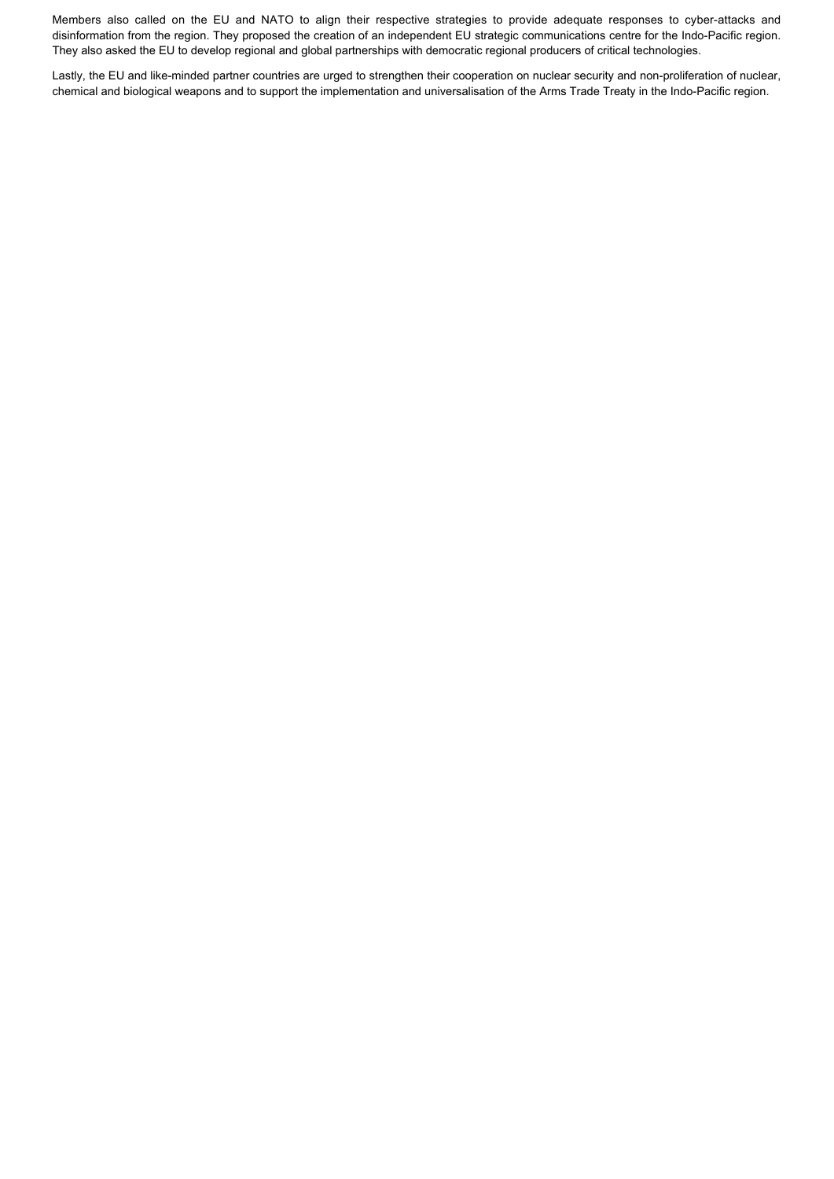Members also called on the EU and NATO to align their respective strategies to provide adequate responses to cyber-attacks and disinformation from the region. They proposed the creation of an independent EU strategic communications centre for the Indo-Pacific region. They also asked the EU to develop regional and global partnerships with democratic regional producers of critical technologies.

Lastly, the EU and like-minded partner countries are urged to strengthen their cooperation on nuclear security and non-proliferation of nuclear, chemical and biological weapons and to support the implementation and universalisation of the Arms Trade Treaty in the Indo-Pacific region.